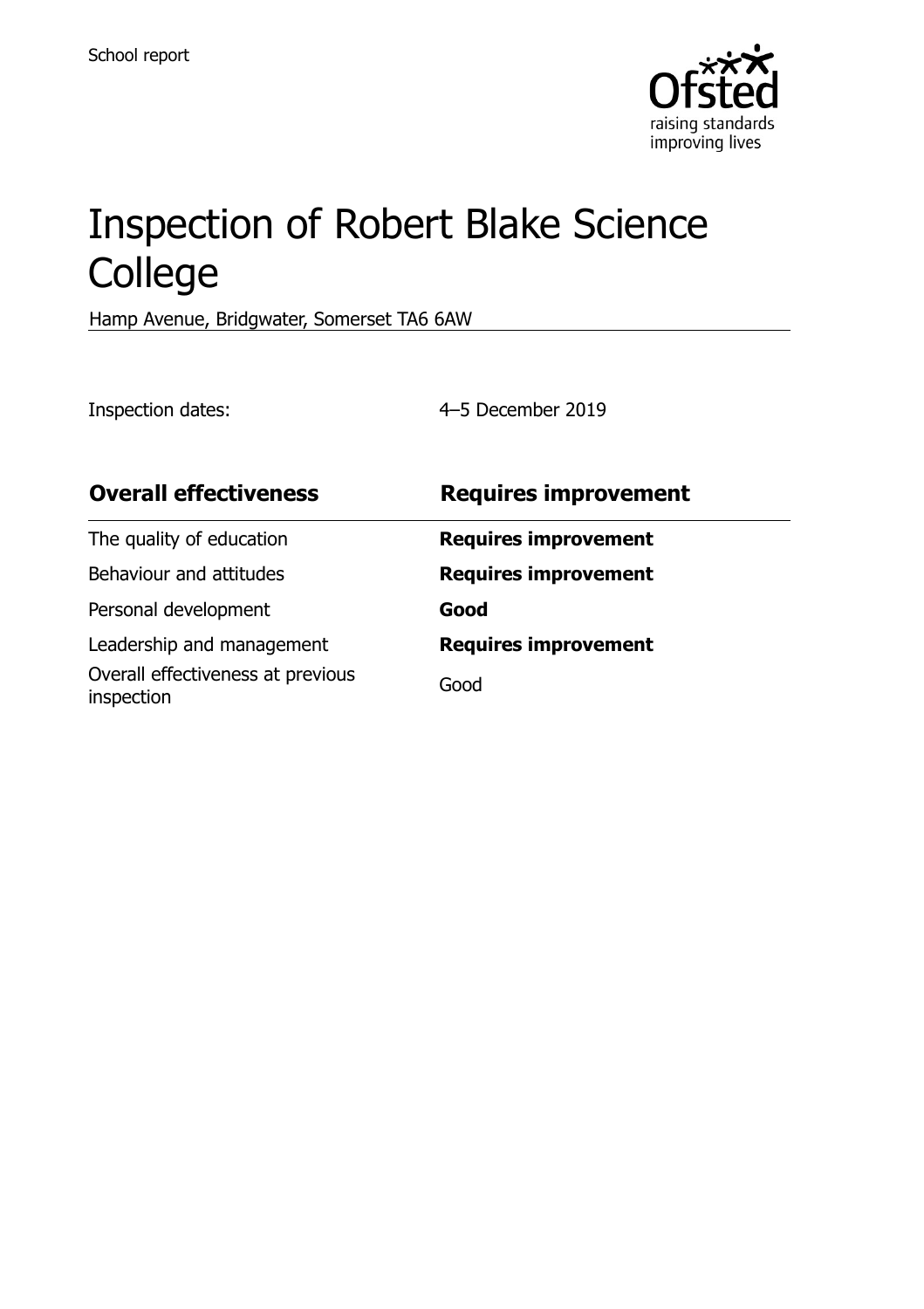School report

# Inspection of Robert Blake Science College

Hamp Avenue, Bridgwater, Somerset TA6 6AW

Inspection dates: 4–5 December 2019

| **Overall effectiveness** | **Requires improvement** |
| --- | --- |
| The quality of education | **Requires improvement** |
| Behaviour and attitudes | **Requires improvement** |
| Personal development | **Good** |
| Leadership and management | **Requires improvement** |
| Overall effectiveness at previous inspection | Good |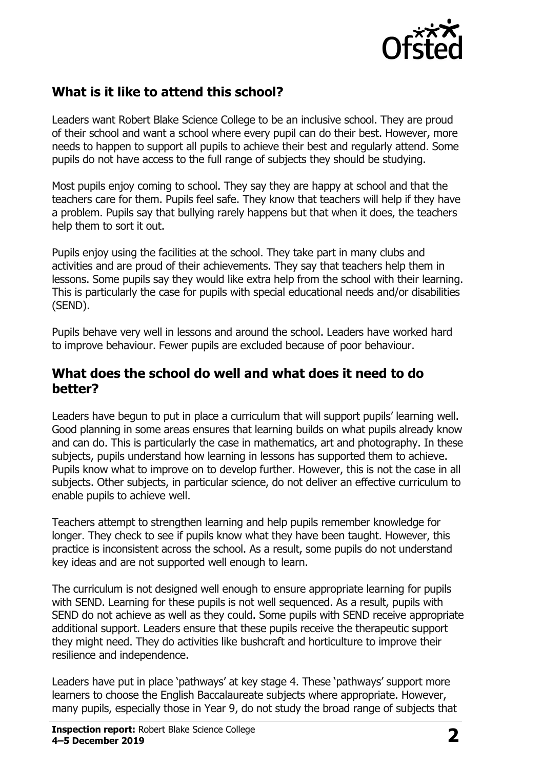## What is it like to attend this school?

Leaders want Robert Blake Science College to be an inclusive school. They are proud of their school and want a school where every pupil can do their best. However, more needs to happen to support all pupils to achieve their best and regularly attend. Some pupils do not have access to the full range of subjects they should be studying.

Most pupils enjoy coming to school. They say they are happy at school and that the teachers care for them. Pupils feel safe. They know that teachers will help if they have a problem. Pupils say that bullying rarely happens but that when it does, the teachers help them to sort it out.

Pupils enjoy using the facilities at the school. They take part in many clubs and activities and are proud of their achievements. They say that teachers help them in lessons. Some pupils say they would like extra help from the school with their learning. This is particularly the case for pupils with special educational needs and/or disabilities (SEND).

Pupils behave very well in lessons and around the school. Leaders have worked hard to improve behaviour. Fewer pupils are excluded because of poor behaviour.

## What does the school do well and what does it need to do better?

Leaders have begun to put in place a curriculum that will support pupils' learning well. Good planning in some areas ensures that learning builds on what pupils already know and can do. This is particularly the case in mathematics, art and photography. In these subjects, pupils understand how learning in lessons has supported them to achieve. Pupils know what to improve on to develop further. However, this is not the case in all subjects. Other subjects, in particular science, do not deliver an effective curriculum to enable pupils to achieve well.

Teachers attempt to strengthen learning and help pupils remember knowledge for longer. They check to see if pupils know what they have been taught. However, this practice is inconsistent across the school. As a result, some pupils do not understand key ideas and are not supported well enough to learn.

The curriculum is not designed well enough to ensure appropriate learning for pupils with SEND. Learning for these pupils is not well sequenced. As a result, pupils with SEND do not achieve as well as they could. Some pupils with SEND receive appropriate additional support. Leaders ensure that these pupils receive the therapeutic support they might need. They do activities like bushcraft and horticulture to improve their resilience and independence.

Leaders have put in place 'pathways' at key stage 4. These 'pathways' support more learners to choose the English Baccalaureate subjects where appropriate. However, many pupils, especially those in Year 9, do not study the broad range of subjects that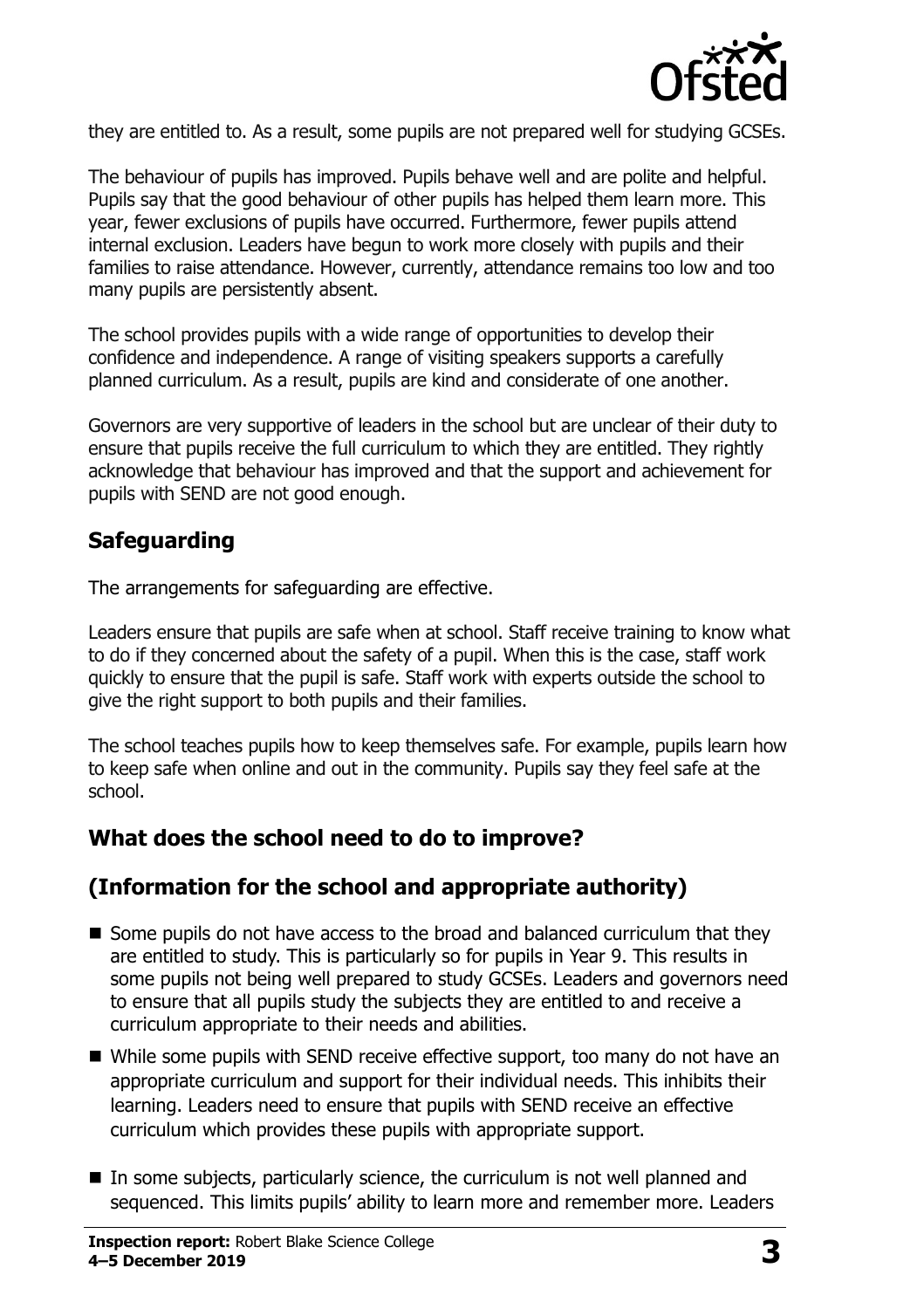they are entitled to. As a result, some pupils are not prepared well for studying GCSEs.

The behaviour of pupils has improved. Pupils behave well and are polite and helpful. Pupils say that the good behaviour of other pupils has helped them learn more. This year, fewer exclusions of pupils have occurred. Furthermore, fewer pupils attend internal exclusion. Leaders have begun to work more closely with pupils and their families to raise attendance. However, currently, attendance remains too low and too many pupils are persistently absent.

The school provides pupils with a wide range of opportunities to develop their confidence and independence. A range of visiting speakers supports a carefully planned curriculum. As a result, pupils are kind and considerate of one another.

Governors are very supportive of leaders in the school but are unclear of their duty to ensure that pupils receive the full curriculum to which they are entitled. They rightly acknowledge that behaviour has improved and that the support and achievement for pupils with SEND are not good enough.

## Safeguarding

The arrangements for safeguarding are effective.

Leaders ensure that pupils are safe when at school. Staff receive training to know what to do if they concerned about the safety of a pupil. When this is the case, staff work quickly to ensure that the pupil is safe. Staff work with experts outside the school to give the right support to both pupils and their families.

The school teaches pupils how to keep themselves safe. For example, pupils learn how to keep safe when online and out in the community. Pupils say they feel safe at the school.

## What does the school need to do to improve?

## (Information for the school and appropriate authority)

- Some pupils do not have access to the broad and balanced curriculum that they are entitled to study. This is particularly so for pupils in Year 9. This results in some pupils not being well prepared to study GCSEs. Leaders and governors need to ensure that all pupils study the subjects they are entitled to and receive a curriculum appropriate to their needs and abilities.
- While some pupils with SEND receive effective support, too many do not have an appropriate curriculum and support for their individual needs. This inhibits their learning. Leaders need to ensure that pupils with SEND receive an effective curriculum which provides these pupils with appropriate support.
- In some subjects, particularly science, the curriculum is not well planned and sequenced. This limits pupils' ability to learn more and remember more. Leaders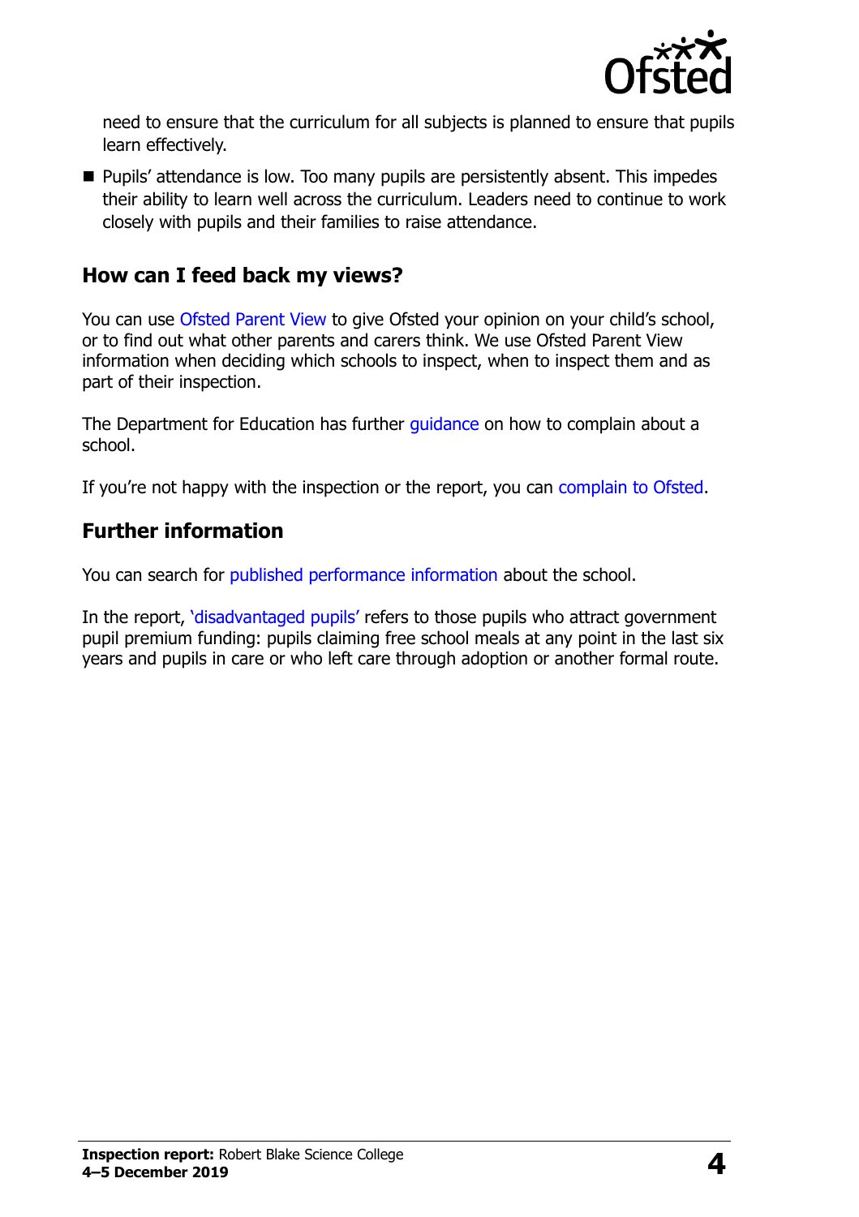need to ensure that the curriculum for all subjects is planned to ensure that pupils learn effectively.

- Pupils' attendance is low. Too many pupils are persistently absent. This impedes their ability to learn well across the curriculum. Leaders need to continue to work closely with pupils and their families to raise attendance.

## How can I feed back my views?

You can use Ofsted Parent View to give Ofsted your opinion on your child's school, or to find out what other parents and carers think. We use Ofsted Parent View information when deciding which schools to inspect, when to inspect them and as part of their inspection.

The Department for Education has further guidance on how to complain about a school.

If you're not happy with the inspection or the report, you can complain to Ofsted.

## Further information

You can search for published performance information about the school.

In the report, 'disadvantaged pupils' refers to those pupils who attract government pupil premium funding: pupils claiming free school meals at any point in the last six years and pupils in care or who left care through adoption or another formal route.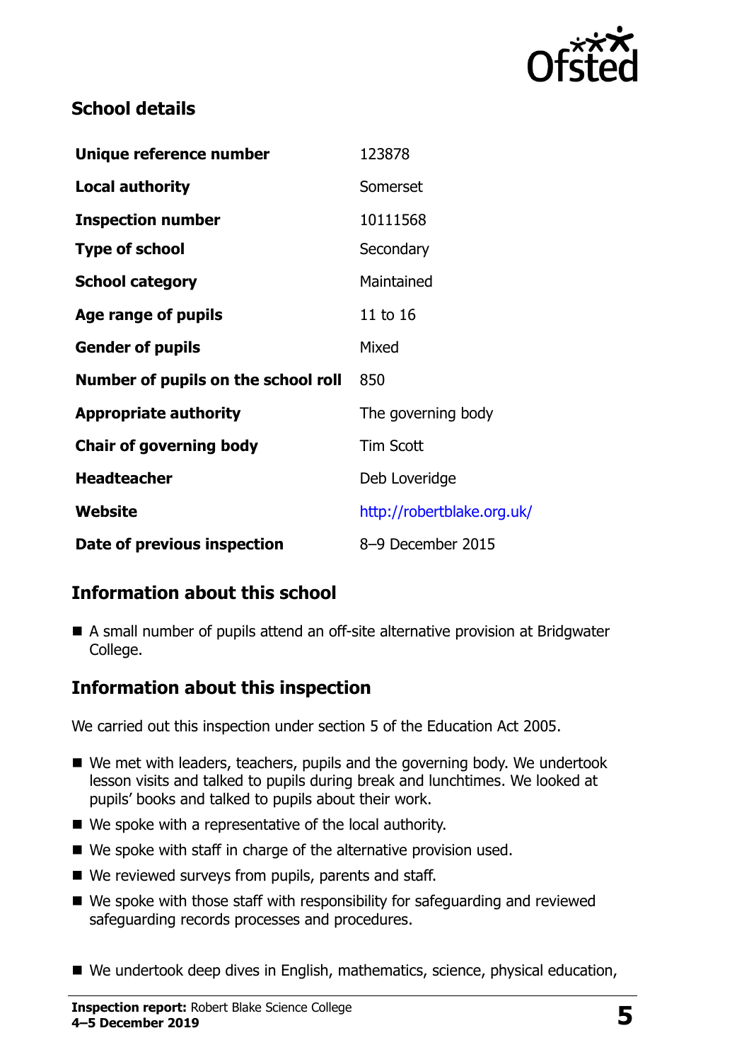## School details

| | |
|---|---|
| **Unique reference number** | 123878 |
| **Local authority** | Somerset |
| **Inspection number** | 10111568 |
| **Type of school** | Secondary |
| **School category** | Maintained |
| **Age range of pupils** | 11 to 16 |
| **Gender of pupils** | Mixed |
| **Number of pupils on the school roll** | 850 |
| **Appropriate authority** | The governing body |
| **Chair of governing body** | Tim Scott |
| **Headteacher** | Deb Loveridge |
| **Website** | http://robertblake.org.uk/ |
| **Date of previous inspection** | 8–9 December 2015 |

## Information about this school

- A small number of pupils attend an off-site alternative provision at Bridgwater College.

## Information about this inspection

We carried out this inspection under section 5 of the Education Act 2005.

- We met with leaders, teachers, pupils and the governing body. We undertook lesson visits and talked to pupils during break and lunchtimes. We looked at pupils' books and talked to pupils about their work.
- We spoke with a representative of the local authority.
- We spoke with staff in charge of the alternative provision used.
- We reviewed surveys from pupils, parents and staff.
- We spoke with those staff with responsibility for safeguarding and reviewed safeguarding records processes and procedures.
- We undertook deep dives in English, mathematics, science, physical education,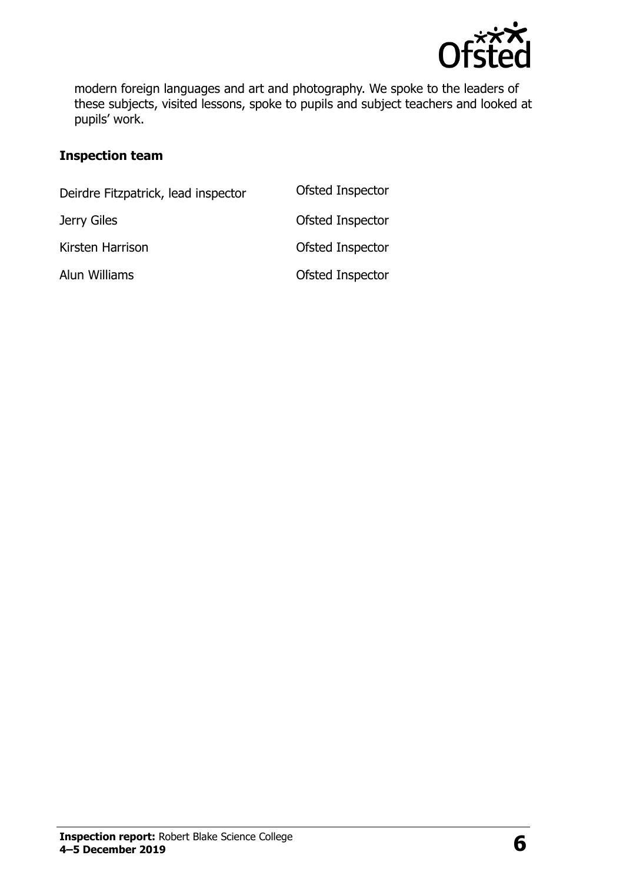modern foreign languages and art and photography. We spoke to the leaders of these subjects, visited lessons, spoke to pupils and subject teachers and looked at pupils' work.

### Inspection team

| | |
|---|---|
| Deirdre Fitzpatrick, lead inspector | Ofsted Inspector |
| Jerry Giles | Ofsted Inspector |
| Kirsten Harrison | Ofsted Inspector |
| Alun Williams | Ofsted Inspector |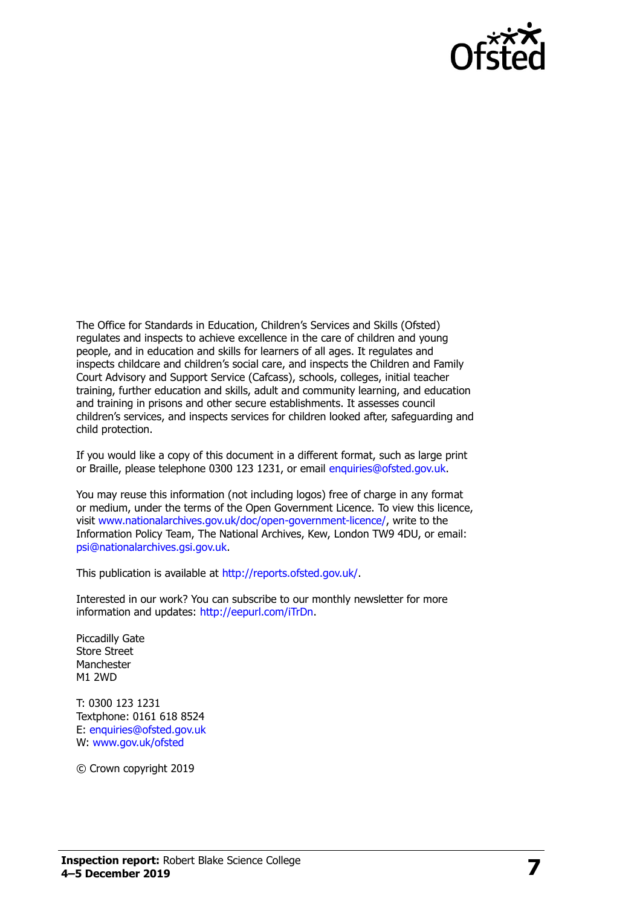The Office for Standards in Education, Children's Services and Skills (Ofsted) regulates and inspects to achieve excellence in the care of children and young people, and in education and skills for learners of all ages. It regulates and inspects childcare and children's social care, and inspects the Children and Family Court Advisory and Support Service (Cafcass), schools, colleges, initial teacher training, further education and skills, adult and community learning, and education and training in prisons and other secure establishments. It assesses council children's services, and inspects services for children looked after, safeguarding and child protection.

If you would like a copy of this document in a different format, such as large print or Braille, please telephone 0300 123 1231, or email enquiries@ofsted.gov.uk.

You may reuse this information (not including logos) free of charge in any format or medium, under the terms of the Open Government Licence. To view this licence, visit www.nationalarchives.gov.uk/doc/open-government-licence/, write to the Information Policy Team, The National Archives, Kew, London TW9 4DU, or email: psi@nationalarchives.gsi.gov.uk.

This publication is available at http://reports.ofsted.gov.uk/.

Interested in our work? You can subscribe to our monthly newsletter for more information and updates: http://eepurl.com/iTrDn.

Piccadilly Gate  
Store Street  
Manchester  
M1 2WD

T: 0300 123 1231  
Textphone: 0161 618 8524  
E: enquiries@ofsted.gov.uk  
W: www.gov.uk/ofsted

© Crown copyright 2019